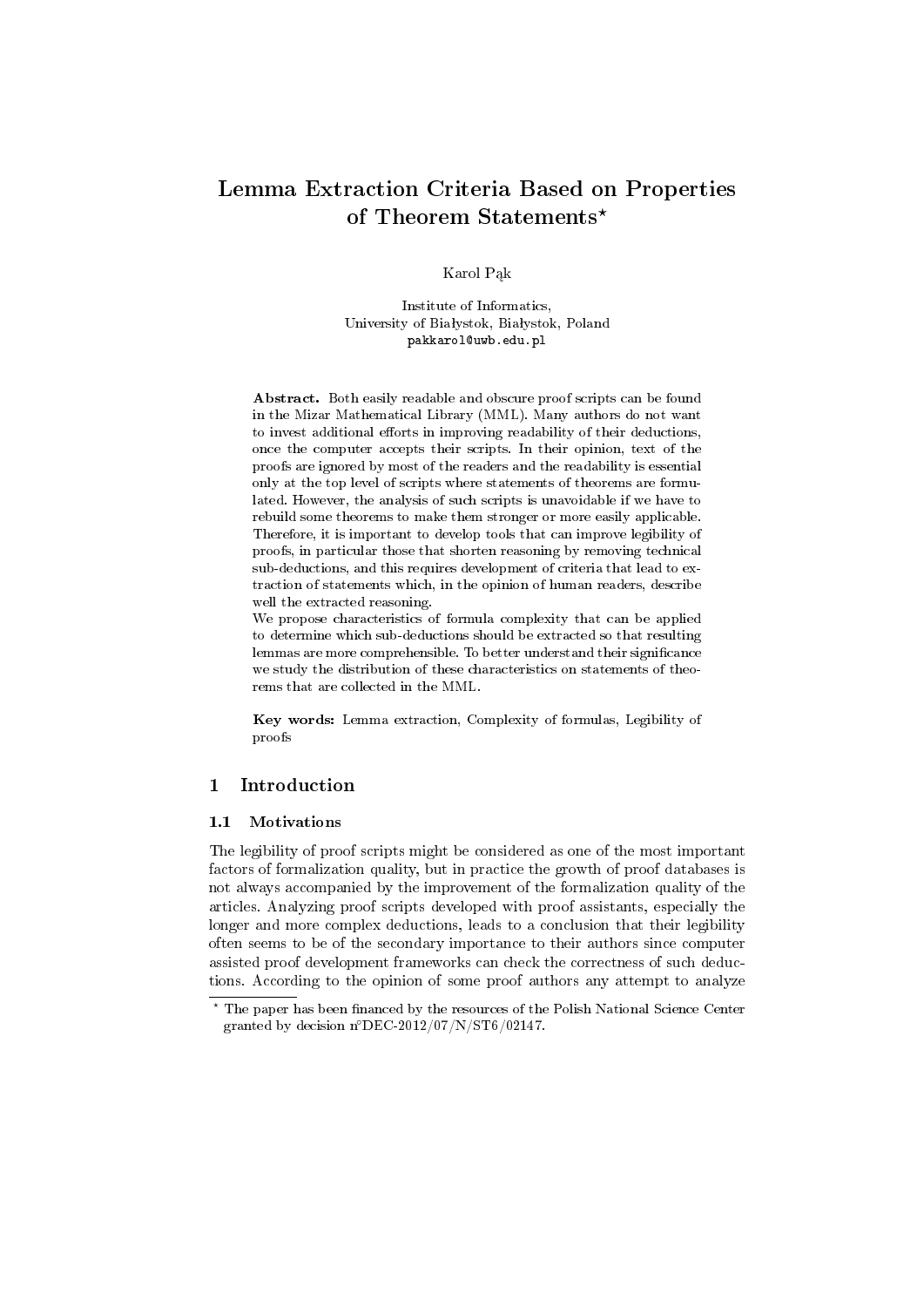# Lemma Extraction Criteria Based on Properties of Theorem Statements*

Karol Pąk

Institute of Informatics,
University of Białystok, Białystok, Poland
pakkarol@uwb.edu.pl

**Abstract.** Both easily readable and obscure proof scripts can be found in the Mizar Mathematical Library (MML). Many authors do not want to invest additional efforts in improving readability of their deductions, once the computer accepts their scripts. In their opinion, text of the proofs are ignored by most of the readers and the readability is essential only at the top level of scripts where statements of theorems are formulated. However, the analysis of such scripts is unavoidable if we have to rebuild some theorems to make them stronger or more easily applicable. Therefore, it is important to develop tools that can improve legibility of proofs, in particular those that shorten reasoning by removing technical sub-deductions, and this requires development of criteria that lead to extraction of statements which, in the opinion of human readers, describe well the extracted reasoning.

We propose characteristics of formula complexity that can be applied to determine which sub-deductions should be extracted so that resulting lemmas are more comprehensible. To better understand their significance we study the distribution of these characteristics on statements of theorems that are collected in the MML.

**Key words:** Lemma extraction, Complexity of formulas, Legibility of proofs

## 1 Introduction

### 1.1 Motivations

The legibility of proof scripts might be considered as one of the most important factors of formalization quality, but in practice the growth of proof databases is not always accompanied by the improvement of the formalization quality of the articles. Analyzing proof scripts developed with proof assistants, especially the longer and more complex deductions, leads to a conclusion that their legibility often seems to be of the secondary importance to their authors since computer assisted proof development frameworks can check the correctness of such deductions. According to the opinion of some proof authors any attempt to analyze

* The paper has been financed by the resources of the Polish National Science Center granted by decision n°DEC-2012/07/N/ST6/02147.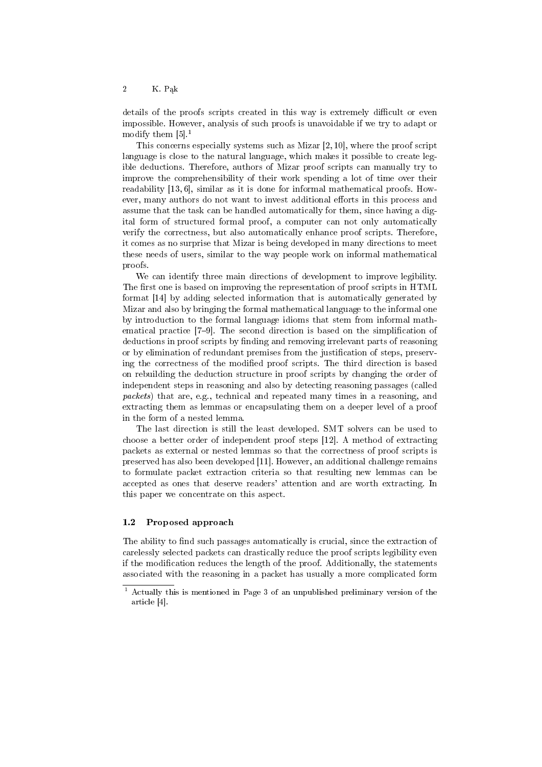details of the proofs scripts created in this way is extremely difficult or even impossible. However, analysis of such proofs is unavoidable if we try to adapt or modify them [5].[1]

This concerns especially systems such as Mizar [2, 10], where the proof script language is close to the natural language, which makes it possible to create legible deductions. Therefore, authors of Mizar proof scripts can manually try to improve the comprehensibility of their work spending a lot of time over their readability [13, 6], similar as it is done for informal mathematical proofs. However, many authors do not want to invest additional efforts in this process and assume that the task can be handled automatically for them, since having a digital form of structured formal proof, a computer can not only automatically verify the correctness, but also automatically enhance proof scripts. Therefore, it comes as no surprise that Mizar is being developed in many directions to meet these needs of users, similar to the way people work on informal mathematical proofs.

We can identify three main directions of development to improve legibility. The first one is based on improving the representation of proof scripts in HTML format [14] by adding selected information that is automatically generated by Mizar and also by bringing the formal mathematical language to the informal one by introduction to the formal language idioms that stem from informal mathematical practice [7–9]. The second direction is based on the simplification of deductions in proof scripts by finding and removing irrelevant parts of reasoning or by elimination of redundant premises from the justification of steps, preserving the correctness of the modified proof scripts. The third direction is based on rebuilding the deduction structure in proof scripts by changing the order of independent steps in reasoning and also by detecting reasoning passages (called *packets*) that are, e.g., technical and repeated many times in a reasoning, and extracting them as lemmas or encapsulating them on a deeper level of a proof in the form of a nested lemma.

The last direction is still the least developed. SMT solvers can be used to choose a better order of independent proof steps [12]. A method of extracting packets as external or nested lemmas so that the correctness of proof scripts is preserved has also been developed [11]. However, an additional challenge remains to formulate packet extraction criteria so that resulting new lemmas can be accepted as ones that deserve readers' attention and are worth extracting. In this paper we concentrate on this aspect.

### 1.2 Proposed approach

The ability to find such passages automatically is crucial, since the extraction of carelessly selected packets can drastically reduce the proof scripts legibility even if the modification reduces the length of the proof. Additionally, the statements associated with the reasoning in a packet has usually a more complicated form

[1] Actually this is mentioned in Page 3 of an unpublished preliminary version of the article [4].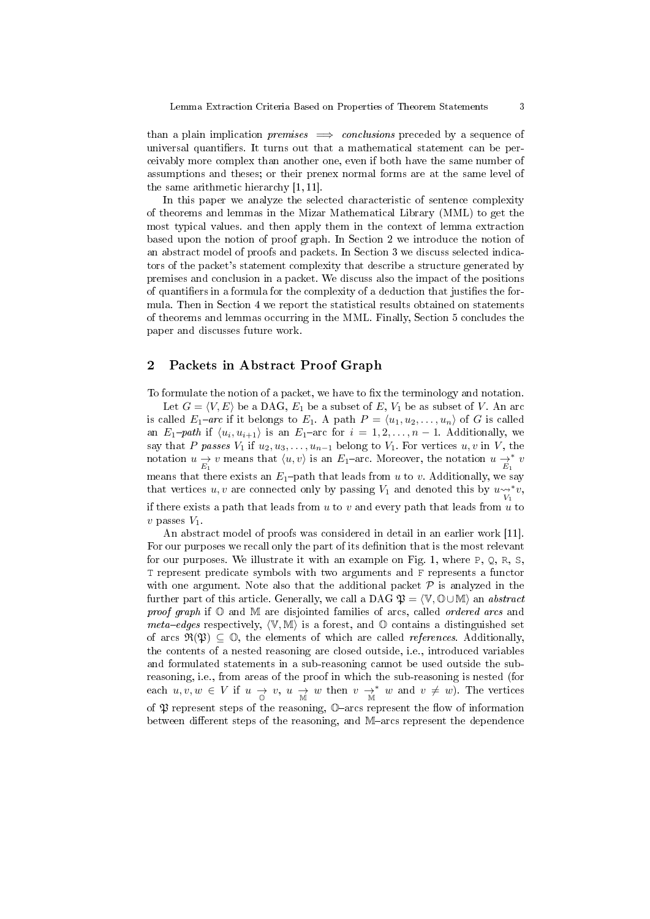than a plain implication *premises* $\implies$ *conclusions* preceded by a sequence of universal quantifiers. It turns out that a mathematical statement can be perceivably more complex than another one, even if both have the same number of assumptions and theses; or their prenex normal forms are at the same level of the same arithmetic hierarchy [1, 11].

In this paper we analyze the selected characteristic of sentence complexity of theorems and lemmas in the Mizar Mathematical Library (MML) to get the most typical values. and then apply them in the context of lemma extraction based upon the notion of proof graph. In Section 2 we introduce the notion of an abstract model of proofs and packets. In Section 3 we discuss selected indicators of the packet's statement complexity that describe a structure generated by premises and conclusion in a packet. We discuss also the impact of the positions of quantifiers in a formula for the complexity of a deduction that justifies the formula. Then in Section 4 we report the statistical results obtained on statements of theorems and lemmas occurring in the MML. Finally, Section 5 concludes the paper and discusses future work.

## 2 Packets in Abstract Proof Graph

To formulate the notion of a packet, we have to fix the terminology and notation.

Let $G = \langle V, E \rangle$ be a DAG, $E_1$ be a subset of $E$, $V_1$ be as subset of $V$. An arc is called $E_1$*–arc* if it belongs to $E_1$. A path $P = \langle u_1, u_2, \ldots, u_n \rangle$ of $G$ is called an $E_1$*–path* if $\langle u_i, u_{i+1} \rangle$ is an $E_1$–arc for $i = 1, 2, \ldots, n-1$. Additionally, we say that $P$ *passes* $V_1$ if $u_2, u_3, \ldots, u_{n-1}$ belong to $V_1$. For vertices $u, v$ in $V$, the notation $u \underset{E_1}{\to} v$ means that $\langle u, v \rangle$ is an $E_1$–arc. Moreover, the notation $u \underset{E_1}{\to}^{*} v$ means that there exists an $E_1$–path that leads from $u$ to $v$. Additionally, we say that vertices $u, v$ are connected only by passing $V_1$ and denoted this by $u \underset{V_1}{\rightsquigarrow}^{*} v$, if there exists a path that leads from $u$ to $v$ and every path that leads from $u$ to $v$ passes $V_1$.

An abstract model of proofs was considered in detail in an earlier work [11]. For our purposes we recall only the part of its definition that is the most relevant for our purposes. We illustrate it with an example on Fig. 1, where P, Q, R, S, T represent predicate symbols with two arguments and F represents a functor with one argument. Note also that the additional packet $\mathcal{P}$ is analyzed in the further part of this article. Generally, we call a DAG $\mathfrak{P} = \langle \mathbb{V}, \mathbb{O} \cup \mathbb{M} \rangle$ an *abstract proof graph* if $\mathbb{O}$ and $\mathbb{M}$ are disjointed families of arcs, called *ordered arcs* and *meta–edges* respectively, $\langle \mathbb{V}, \mathbb{M} \rangle$ is a forest, and $\mathbb{O}$ contains a distinguished set of arcs $\mathfrak{R}(\mathfrak{P}) \subseteq \mathbb{O}$, the elements of which are called *references*. Additionally, the contents of a nested reasoning are closed outside, i.e., introduced variables and formulated statements in a sub-reasoning cannot be used outside the sub-reasoning, i.e., from areas of the proof in which the sub-reasoning is nested (for each $u, v, w \in V$ if $u \underset{\mathbb{O}}{\to} v$, $u \underset{\mathbb{M}}{\to} w$ then $v \underset{\mathbb{M}}{\to}^{*} w$ and $v \neq w$). The vertices of $\mathfrak{P}$ represent steps of the reasoning, $\mathbb{O}$–arcs represent the flow of information between different steps of the reasoning, and $\mathbb{M}$–arcs represent the dependence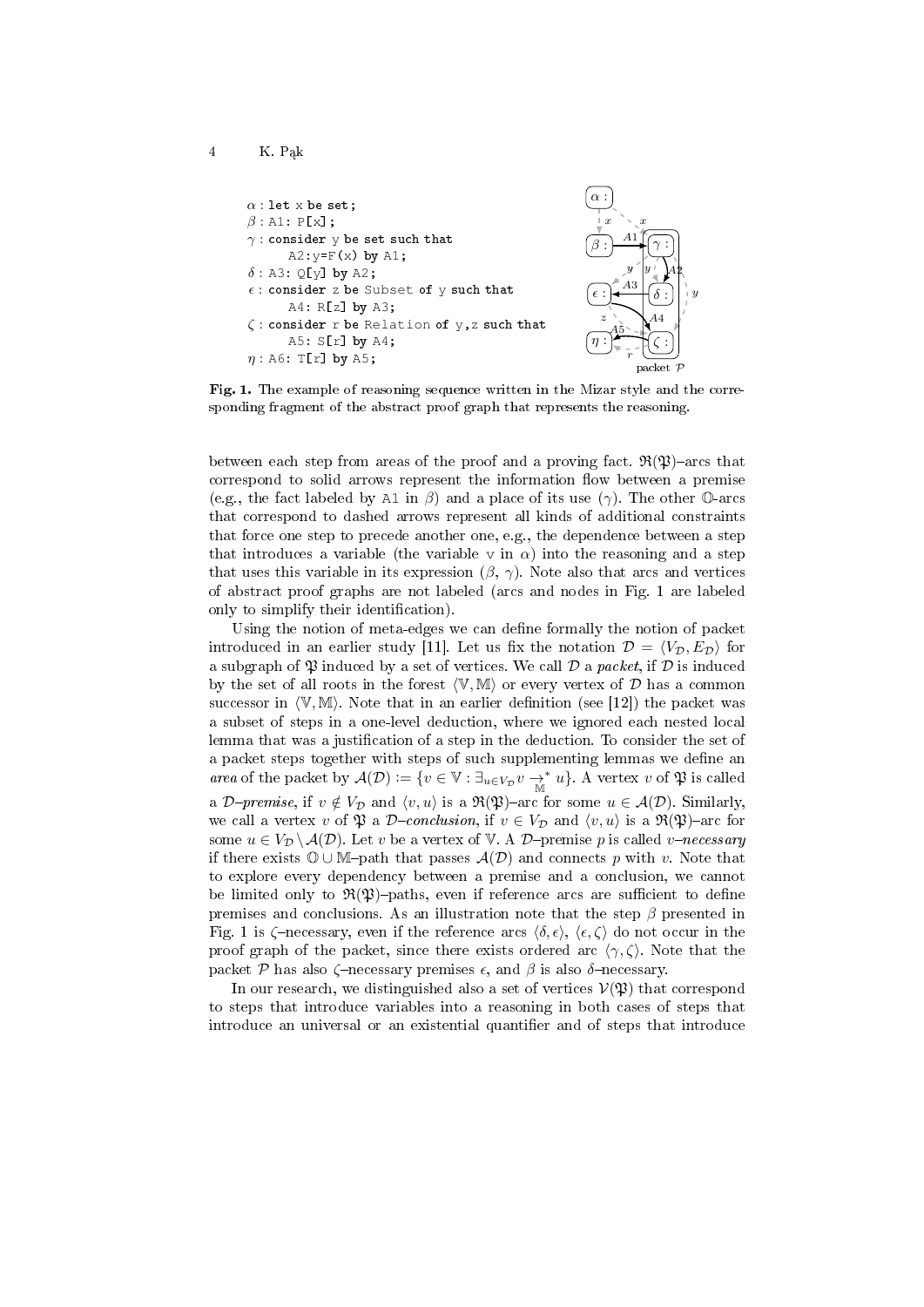```
α : let x be set;
β : A1: P[x];
γ : consider y be set such that
      A2:y=F(x) by A1;
δ : A3: Q[y] by A2;
ε : consider z be Subset of y such that
      A4: R[z] by A3;
ζ : consider r be Relation of y,z such that
      A5: S[r] by A4;
η : A6: T[r] by A5;
```

**Fig. 1.** The example of reasoning sequence written in the Mizar style and the corresponding fragment of the abstract proof graph that represents the reasoning.

between each step from areas of the proof and a proving fact. $\mathfrak{R}(\mathfrak{P})$–arcs that correspond to solid arrows represent the information flow between a premise (e.g., the fact labeled by A1 in $\beta$) and a place of its use ($\gamma$). The other $\mathbb{O}$-arcs that correspond to dashed arrows represent all kinds of additional constraints that force one step to precede another one, e.g., the dependence between a step that introduces a variable (the variable v in $\alpha$) into the reasoning and a step that uses this variable in its expression ($\beta$, $\gamma$). Note also that arcs and vertices of abstract proof graphs are not labeled (arcs and nodes in Fig. 1 are labeled only to simplify their identification).

Using the notion of meta-edges we can define formally the notion of packet introduced in an earlier study [11]. Let us fix the notation $\mathcal{D} = \langle V_{\mathcal{D}}, E_{\mathcal{D}} \rangle$ for a subgraph of $\mathfrak{P}$ induced by a set of vertices. We call $\mathcal{D}$ a *packet*, if $\mathcal{D}$ is induced by the set of all roots in the forest $\langle \mathbb{V}, \mathbb{M} \rangle$ or every vertex of $\mathcal{D}$ has a common successor in $\langle \mathbb{V}, \mathbb{M} \rangle$. Note that in an earlier definition (see [12]) the packet was a subset of steps in a one-level deduction, where we ignored each nested local lemma that was a justification of a step in the deduction. To consider the set of a packet steps together with steps of such supplementing lemmas we define an *area* of the packet by $\mathcal{A}(\mathcal{D}) := \{v \in \mathbb{V} : \exists_{u \in V_{\mathcal{D}}} v \underset{\mathbb{M}}{\to}^{*} u\}$. A vertex $v$ of $\mathfrak{P}$ is called a *$\mathcal{D}$–premise*, if $v \notin V_{\mathcal{D}}$ and $\langle v, u \rangle$ is a $\mathfrak{R}(\mathfrak{P})$–arc for some $u \in \mathcal{A}(\mathcal{D})$. Similarly, we call a vertex $v$ of $\mathfrak{P}$ a *$\mathcal{D}$–conclusion*, if $v \in V_{\mathcal{D}}$ and $\langle v, u \rangle$ is a $\mathfrak{R}(\mathfrak{P})$–arc for some $u \in V_{\mathcal{D}} \setminus \mathcal{A}(\mathcal{D})$. Let $v$ be a vertex of $\mathbb{V}$. A $\mathcal{D}$–premise $p$ is called *$v$–necessary* if there exists $\mathbb{O} \cup \mathbb{M}$–path that passes $\mathcal{A}(\mathcal{D})$ and connects $p$ with $v$. Note that to explore every dependency between a premise and a conclusion, we cannot be limited only to $\mathfrak{R}(\mathfrak{P})$–paths, even if reference arcs are sufficient to define premises and conclusions. As an illustration note that the step $\beta$ presented in Fig. 1 is $\zeta$–necessary, even if the reference arcs $\langle \delta, \epsilon \rangle$, $\langle \epsilon, \zeta \rangle$ do not occur in the proof graph of the packet, since there exists ordered arc $\langle \gamma, \zeta \rangle$. Note that the packet $\mathcal{P}$ has also $\zeta$–necessary premises $\epsilon$, and $\beta$ is also $\delta$–necessary.

In our research, we distinguished also a set of vertices $\mathcal{V}(\mathfrak{P})$ that correspond to steps that introduce variables into a reasoning in both cases of steps that introduce an universal or an existential quantifier and of steps that introduce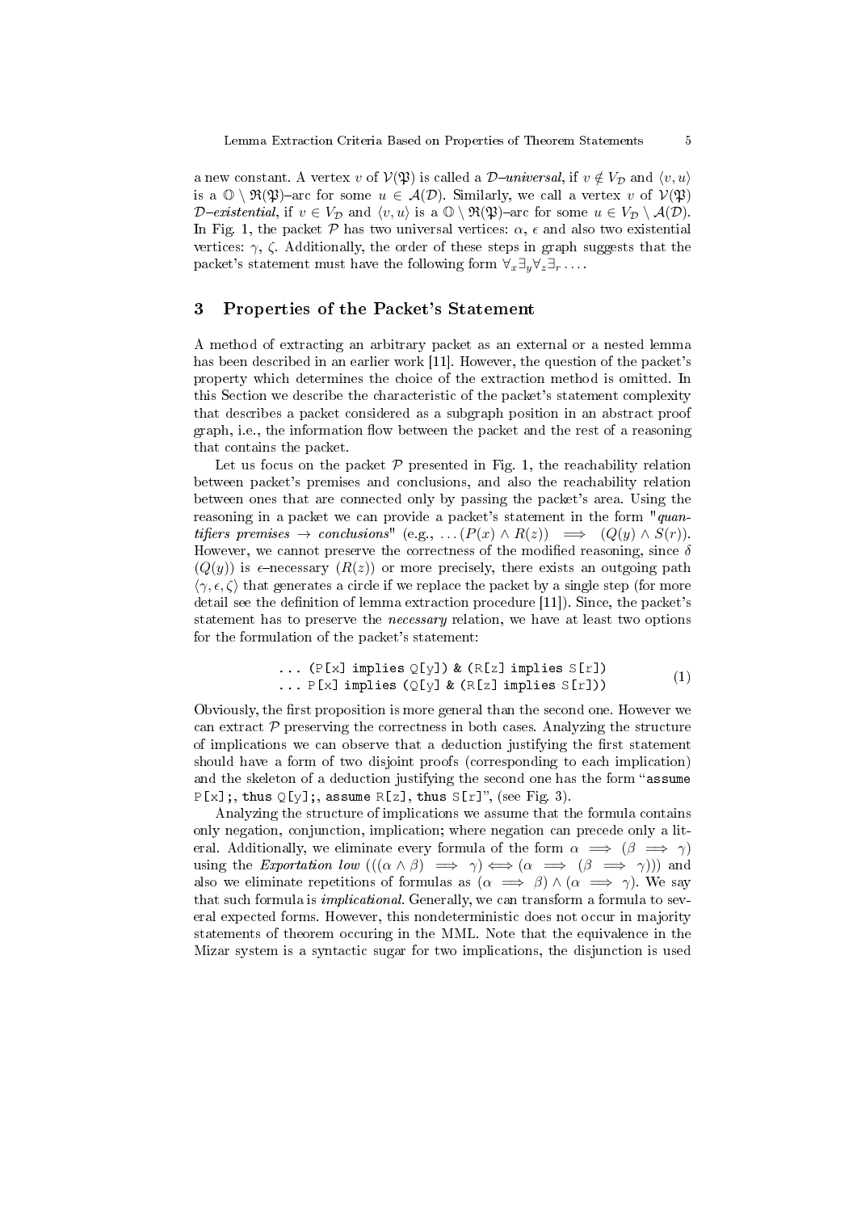a new constant. A vertex $v$ of $\mathcal{V}(\mathfrak{P})$ is called a $\mathcal{D}$*–universal*, if $v \notin V_{\mathcal{D}}$ and $\langle v, u\rangle$ is a $\mathbb{O} \setminus \mathfrak{R}(\mathfrak{P})$–arc for some $u \in \mathcal{A}(\mathcal{D})$. Similarly, we call a vertex $v$ of $\mathcal{V}(\mathfrak{P})$ $\mathcal{D}$*–existential*, if $v \in V_{\mathcal{D}}$ and $\langle v, u\rangle$ is a $\mathbb{O} \setminus \mathfrak{R}(\mathfrak{P})$–arc for some $u \in V_{\mathcal{D}} \setminus \mathcal{A}(\mathcal{D})$. In Fig. 1, the packet $\mathcal{P}$ has two universal vertices: $\alpha$, $\epsilon$ and also two existential vertices: $\gamma$, $\zeta$. Additionally, the order of these steps in graph suggests that the packet's statement must have the following form $\forall_x \exists_y \forall_z \exists_r \ldots$.

## 3 Properties of the Packet's Statement

A method of extracting an arbitrary packet as an external or a nested lemma has been described in an earlier work [11]. However, the question of the packet's property which determines the choice of the extraction method is omitted. In this Section we describe the characteristic of the packet's statement complexity that describes a packet considered as a subgraph position in an abstract proof graph, i.e., the information flow between the packet and the rest of a reasoning that contains the packet.

Let us focus on the packet $\mathcal{P}$ presented in Fig. 1, the reachability relation between packet's premises and conclusions, and also the reachability relation between ones that are connected only by passing the packet's area. Using the reasoning in a packet we can provide a packet's statement in the form "*quantifiers premises* $\rightarrow$ *conclusions*" (e.g., $\ldots (P(x) \wedge R(z)) \implies (Q(y) \wedge S(r))$. However, we cannot preserve the correctness of the modified reasoning, since $\delta$ ($Q(y)$) is $\epsilon$–necessary ($R(z)$) or more precisely, there exists an outgoing path $\langle \gamma, \epsilon, \zeta\rangle$ that generates a circle if we replace the packet by a single step (for more detail see the definition of lemma extraction procedure [11]). Since, the packet's statement has to preserve the *necessary* relation, we have at least two options for the formulation of the packet's statement:

```
... (P[x] implies Q[y]) & (R[z] implies S[r])
... P[x] implies (Q[y] & (R[z] implies S[r]))
```
(1)

Obviously, the first proposition is more general than the second one. However we can extract $\mathcal{P}$ preserving the correctness in both cases. Analyzing the structure of implications we can observe that a deduction justifying the first statement should have a form of two disjoint proofs (corresponding to each implication) and the skeleton of a deduction justifying the second one has the form "`assume P[x];`, `thus Q[y];`, `assume R[z]`, `thus S[r]`", (see Fig. 3).

Analyzing the structure of implications we assume that the formula contains only negation, conjunction, implication; where negation can precede only a literal. Additionally, we eliminate every formula of the form $\alpha \implies (\beta \implies \gamma)$ using the *Exportation low* $(((\alpha \wedge \beta) \implies \gamma) \iff (\alpha \implies (\beta \implies \gamma)))$ and also we eliminate repetitions of formulas as $(\alpha \implies \beta) \wedge (\alpha \implies \gamma)$. We say that such formula is *implicational*. Generally, we can transform a formula to several expected forms. However, this nondeterministic does not occur in majority statements of theorem occuring in the MML. Note that the equivalence in the Mizar system is a syntactic sugar for two implications, the disjunction is used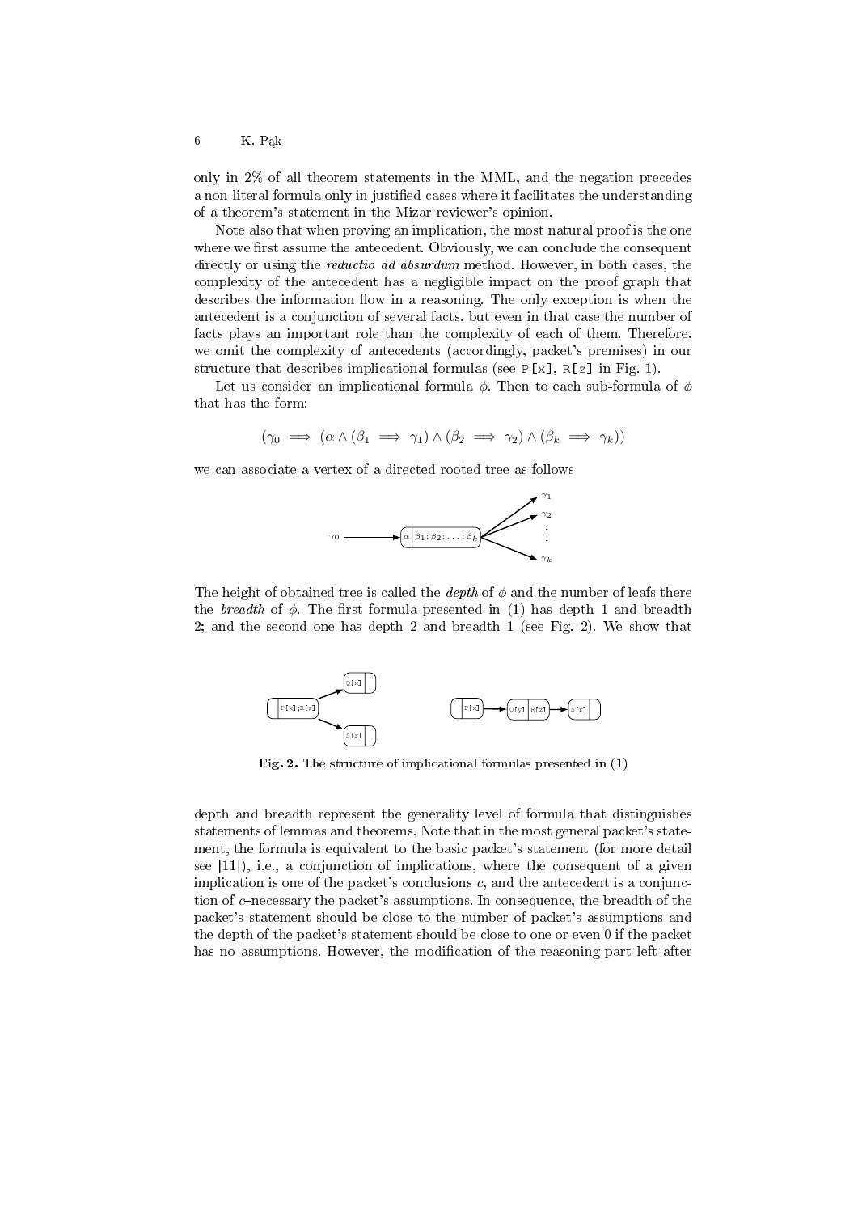only in 2% of all theorem statements in the MML, and the negation precedes a non-literal formula only in justified cases where it facilitates the understanding of a theorem's statement in the Mizar reviewer's opinion.

Note also that when proving an implication, the most natural proof is the one where we first assume the antecedent. Obviously, we can conclude the consequent directly or using the *reductio ad absurdum* method. However, in both cases, the complexity of the antecedent has a negligible impact on the proof graph that describes the information flow in a reasoning. The only exception is when the antecedent is a conjunction of several facts, but even in that case the number of facts plays an important role than the complexity of each of them. Therefore, we omit the complexity of antecedents (accordingly, packet's premises) in our structure that describes implicational formulas (see `P[x]`, `R[z]` in Fig. 1).

Let us consider an implicational formula $\phi$. Then to each sub-formula of $\phi$ that has the form:

$$(\gamma_0 \implies (\alpha \wedge (\beta_1 \implies \gamma_1) \wedge (\beta_2 \implies \gamma_2) \wedge (\beta_k \implies \gamma_k))$$

we can associate a vertex of a directed rooted tree as follows

The height of obtained tree is called the *depth* of $\phi$ and the number of leafs there the *breadth* of $\phi$. The first formula presented in (1) has depth 1 and breadth 2; and the second one has depth 2 and breadth 1 (see Fig. 2). We show that

**Fig. 2.** The structure of implicational formulas presented in (1)

depth and breadth represent the generality level of formula that distinguishes statements of lemmas and theorems. Note that in the most general packet's statement, the formula is equivalent to the basic packet's statement (for more detail see [11]), i.e., a conjunction of implications, where the consequent of a given implication is one of the packet's conclusions $c$, and the antecedent is a conjunction of $c$–necessary the packet's assumptions. In consequence, the breadth of the packet's statement should be close to the number of packet's assumptions and the depth of the packet's statement should be close to one or even 0 if the packet has no assumptions. However, the modification of the reasoning part left after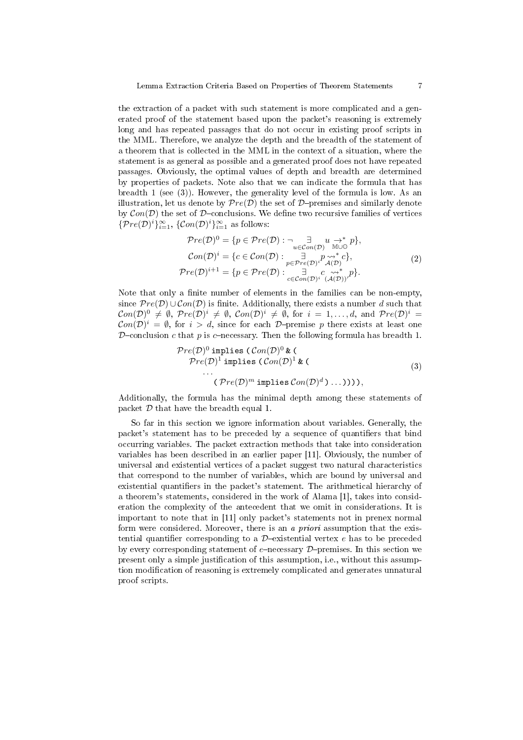the extraction of a packet with such statement is more complicated and a generated proof of the statement based upon the packet's reasoning is extremely long and has repeated passages that do not occur in existing proof scripts in the MML. Therefore, we analyze the depth and the breadth of the statement of a theorem that is collected in the MML in the context of a situation, where the statement is as general as possible and a generated proof does not have repeated passages. Obviously, the optimal values of depth and breadth are determined by properties of packets. Note also that we can indicate the formula that has breadth 1 (see (3)). However, the generality level of the formula is low. As an illustration, let us denote by $\mathcal{P}re(\mathcal{D})$ the set of $\mathcal{D}$–premises and similarly denote by $\mathcal{C}on(\mathcal{D})$ the set of $\mathcal{D}$–conclusions. We define two recursive families of vertices $\{\mathcal{P}re(\mathcal{D})^i\}_{i=1}^{\infty}$, $\{\mathcal{C}on(\mathcal{D})^i\}_{i=1}^{\infty}$ as follows:

$$
\begin{aligned}
\mathcal{P}re(\mathcal{D})^0 &= \{p \in \mathcal{P}re(\mathcal{D}) : \neg \underset{u \in \mathcal{C}on(\mathcal{D})}{\exists} u \underset{\mathbb{M}\cup\mathbb{O}}{\to^*} p\}, \\
\mathcal{C}on(\mathcal{D})^i &= \{c \in \mathcal{C}on(\mathcal{D}) : \underset{p \in \mathcal{P}re(\mathcal{D})^i}{\exists} p \underset{\mathcal{A}(\mathcal{D})}{\rightsquigarrow^*} c\}, \\
\mathcal{P}re(\mathcal{D})^{i+1} &= \{p \in \mathcal{P}re(\mathcal{D}) : \underset{c \in \mathcal{C}on(\mathcal{D})^i}{\exists} c \underset{(\mathcal{A}(\mathcal{D}))'}{\rightsquigarrow^*} p\}.
\end{aligned}
\tag{2}
$$

Note that only a finite number of elements in the families can be non-empty, since $\mathcal{P}re(\mathcal{D}) \cup \mathcal{C}on(\mathcal{D})$ is finite. Additionally, there exists a number $d$ such that $\mathcal{C}on(\mathcal{D})^0 \neq \emptyset$, $\mathcal{P}re(\mathcal{D})^i \neq \emptyset$, $\mathcal{C}on(\mathcal{D})^i \neq \emptyset$, for $i = 1, \ldots, d$, and $\mathcal{P}re(\mathcal{D})^i = \mathcal{C}on(\mathcal{D})^i = \emptyset$, for $i > d$, since for each $\mathcal{D}$–premise $p$ there exists at least one $\mathcal{D}$–conclusion $c$ that $p$ is $c$–necessary. Then the following formula has breadth 1.

$$
\begin{aligned}
&\mathcal{P}re(\mathcal{D})^0 \ \texttt{implies}\ (\ \mathcal{C}on(\mathcal{D})^0\ \texttt{\&}\ ( \\
&\quad \mathcal{P}re(\mathcal{D})^1\ \texttt{implies}\ (\ \mathcal{C}on(\mathcal{D})^1\ \texttt{\&}\ ( \\
&\qquad \ldots \\
&\qquad\quad (\ \mathcal{P}re(\mathcal{D})^m\ \texttt{implies}\ \mathcal{C}on(\mathcal{D})^d\ )\ \ldots)))),
\end{aligned}
\tag{3}
$$

Additionally, the formula has the minimal depth among these statements of packet $\mathcal{D}$ that have the breadth equal 1.

So far in this section we ignore information about variables. Generally, the packet's statement has to be preceded by a sequence of quantifiers that bind occurring variables. The packet extraction methods that take into consideration variables has been described in an earlier paper [11]. Obviously, the number of universal and existential vertices of a packet suggest two natural characteristics that correspond to the number of variables, which are bound by universal and existential quantifiers in the packet's statement. The arithmetical hierarchy of a theorem's statements, considered in the work of Alama [1], takes into consideration the complexity of the antecedent that we omit in considerations. It is important to note that in [11] only packet's statements not in prenex normal form were considered. Moreover, there is an *a priori* assumption that the existential quantifier corresponding to a $\mathcal{D}$–existential vertex $e$ has to be preceded by every corresponding statement of $e$–necessary $\mathcal{D}$–premises. In this section we present only a simple justification of this assumption, i.e., without this assumption modification of reasoning is extremely complicated and generates unnatural proof scripts.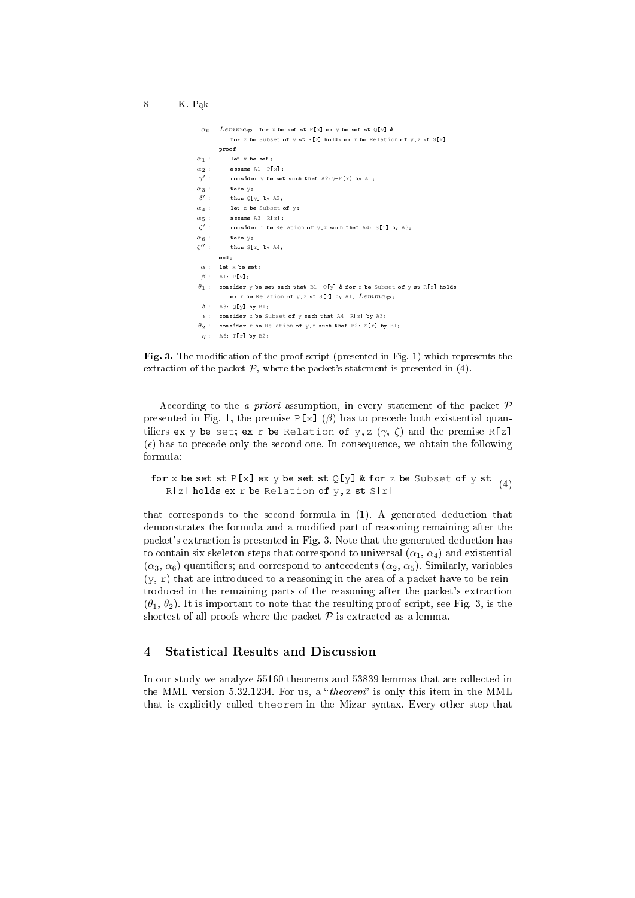```
 α0   Lemma_P: for x be set st P[x] ex y be set st Q[y] &
          for z be Subset of y st R[z] holds ex r be Relation of y,z st S[r]
      proof
 α1 :    let x be set;
 α2 :    assume A1: P[x];
 γ' :    consider y be set such that A2:y=F(x) by A1;
 α3 :    take y;
 δ' :    thus Q[y] by A2;
 α4 :    let z be Subset of y;
 α5 :    assume A3: R[z];
 ζ' :    consider r be Relation of y,z such that A4: S[r] by A3;
 α6 :    take y;
 ζ'' :   thus S[r] by A4;
      end;
 α :  let x be set;
 β :  A1: P[x];
 θ1 : consider y be set such that B1: Q[y] & for z be Subset of y st R[z] holds
          ex r be Relation of y,z st S[r] by A1, Lemma_P;
 δ :  A3: Q[y] by B1;
 ϵ :  consider z be Subset of y such that A4: R[z] by A3;
 θ2 : consider r be Relation of y,z such that B2: S[r] by B1;
 η :  A6: T[r] by B2;
```

**Fig. 3.** The modification of the proof script (presented in Fig. 1) which represents the extraction of the packet $\mathcal{P}$, where the packet's statement is presented in (4).

According to the *a priori* assumption, in every statement of the packet $\mathcal{P}$ presented in Fig. 1, the premise `P[x]` ($\beta$) has to precede both existential quantifiers `ex y be set; ex r be Relation of y,z` ($\gamma$, $\zeta$) and the premise `R[z]` ($\epsilon$) has to precede only the second one. In consequence, we obtain the following formula:

```
for x be set st P[x] ex y be set st Q[y] & for z be Subset of y st
    R[z] holds ex r be Relation of y,z st S[r]                          (4)
```

that corresponds to the second formula in (1). A generated deduction that demonstrates the formula and a modified part of reasoning remaining after the packet's extraction is presented in Fig. 3. Note that the generated deduction has to contain six skeleton steps that correspond to universal ($\alpha_1$, $\alpha_4$) and existential ($\alpha_3$, $\alpha_6$) quantifiers; and correspond to antecedents ($\alpha_2$, $\alpha_5$). Similarly, variables (`y`, `r`) that are introduced to a reasoning in the area of a packet have to be reintroduced in the remaining parts of the reasoning after the packet's extraction ($\theta_1$, $\theta_2$). It is important to note that the resulting proof script, see Fig. 3, is the shortest of all proofs where the packet $\mathcal{P}$ is extracted as a lemma.

## 4 Statistical Results and Discussion

In our study we analyze 55160 theorems and 53839 lemmas that are collected in the MML version 5.32.1234. For us, a "*theorem*" is only this item in the MML that is explicitly called `theorem` in the Mizar syntax. Every other step that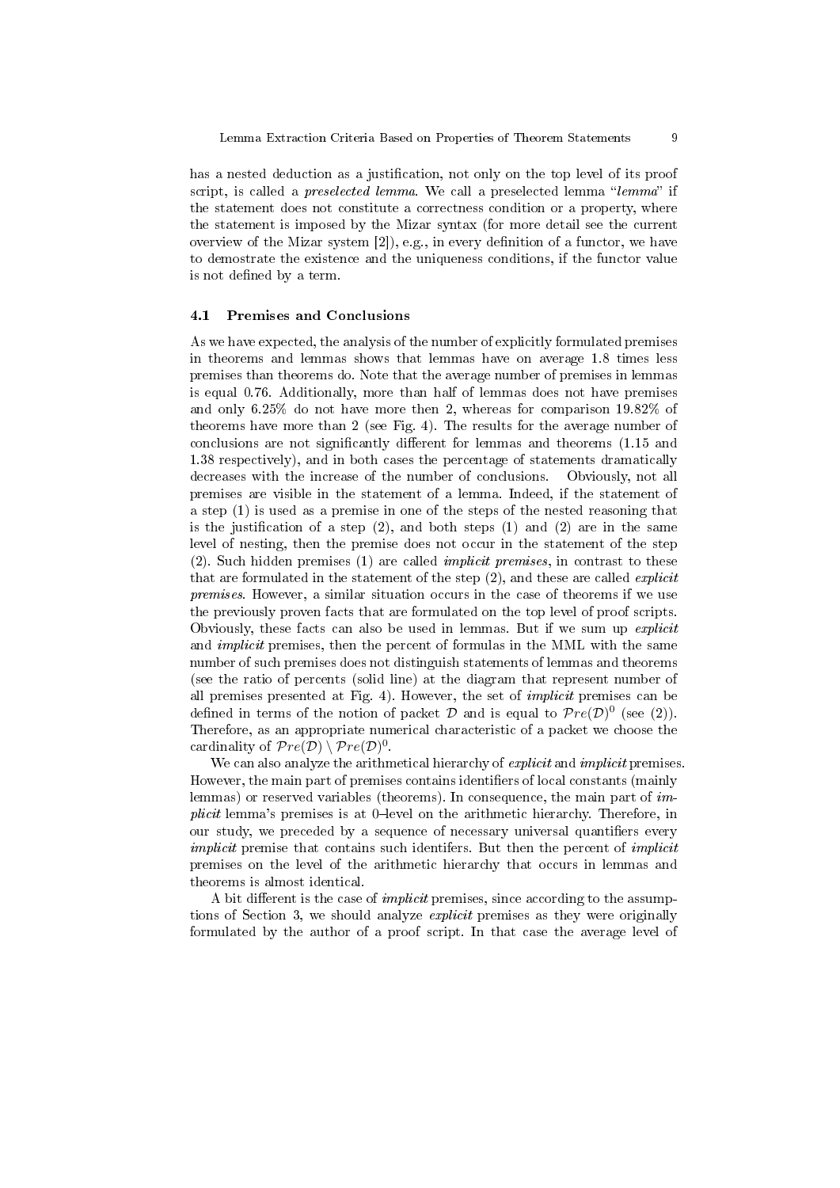has a nested deduction as a justification, not only on the top level of its proof script, is called a *preselected lemma*. We call a preselected lemma "*lemma*" if the statement does not constitute a correctness condition or a property, where the statement is imposed by the Mizar syntax (for more detail see the current overview of the Mizar system [2]), e.g., in every definition of a functor, we have to demostrate the existence and the uniqueness conditions, if the functor value is not defined by a term.

### 4.1 Premises and Conclusions

As we have expected, the analysis of the number of explicitly formulated premises in theorems and lemmas shows that lemmas have on average 1.8 times less premises than theorems do. Note that the average number of premises in lemmas is equal 0.76. Additionally, more than half of lemmas does not have premises and only 6.25% do not have more then 2, whereas for comparison 19.82% of theorems have more than 2 (see Fig. 4). The results for the average number of conclusions are not significantly different for lemmas and theorems (1.15 and 1.38 respectively), and in both cases the percentage of statements dramatically decreases with the increase of the number of conclusions. Obviously, not all premises are visible in the statement of a lemma. Indeed, if the statement of a step (1) is used as a premise in one of the steps of the nested reasoning that is the justification of a step (2), and both steps (1) and (2) are in the same level of nesting, then the premise does not occur in the statement of the step (2). Such hidden premises (1) are called *implicit premises*, in contrast to these that are formulated in the statement of the step (2), and these are called *explicit premises*. However, a similar situation occurs in the case of theorems if we use the previously proven facts that are formulated on the top level of proof scripts. Obviously, these facts can also be used in lemmas. But if we sum up *explicit* and *implicit* premises, then the percent of formulas in the MML with the same number of such premises does not distinguish statements of lemmas and theorems (see the ratio of percents (solid line) at the diagram that represent number of all premises presented at Fig. 4). However, the set of *implicit* premises can be defined in terms of the notion of packet $\mathcal{D}$ and is equal to $\mathcal{P}re(\mathcal{D})^0$ (see (2)). Therefore, as an appropriate numerical characteristic of a packet we choose the cardinality of $\mathcal{P}re(\mathcal{D}) \setminus \mathcal{P}re(\mathcal{D})^0$.

We can also analyze the arithmetical hierarchy of *explicit* and *implicit* premises. However, the main part of premises contains identifiers of local constants (mainly lemmas) or reserved variables (theorems). In consequence, the main part of *implicit* lemma's premises is at 0–level on the arithmetic hierarchy. Therefore, in our study, we preceded by a sequence of necessary universal quantifiers every *implicit* premise that contains such identifers. But then the percent of *implicit* premises on the level of the arithmetic hierarchy that occurs in lemmas and theorems is almost identical.

A bit different is the case of *implicit* premises, since according to the assumptions of Section 3, we should analyze *explicit* premises as they were originally formulated by the author of a proof script. In that case the average level of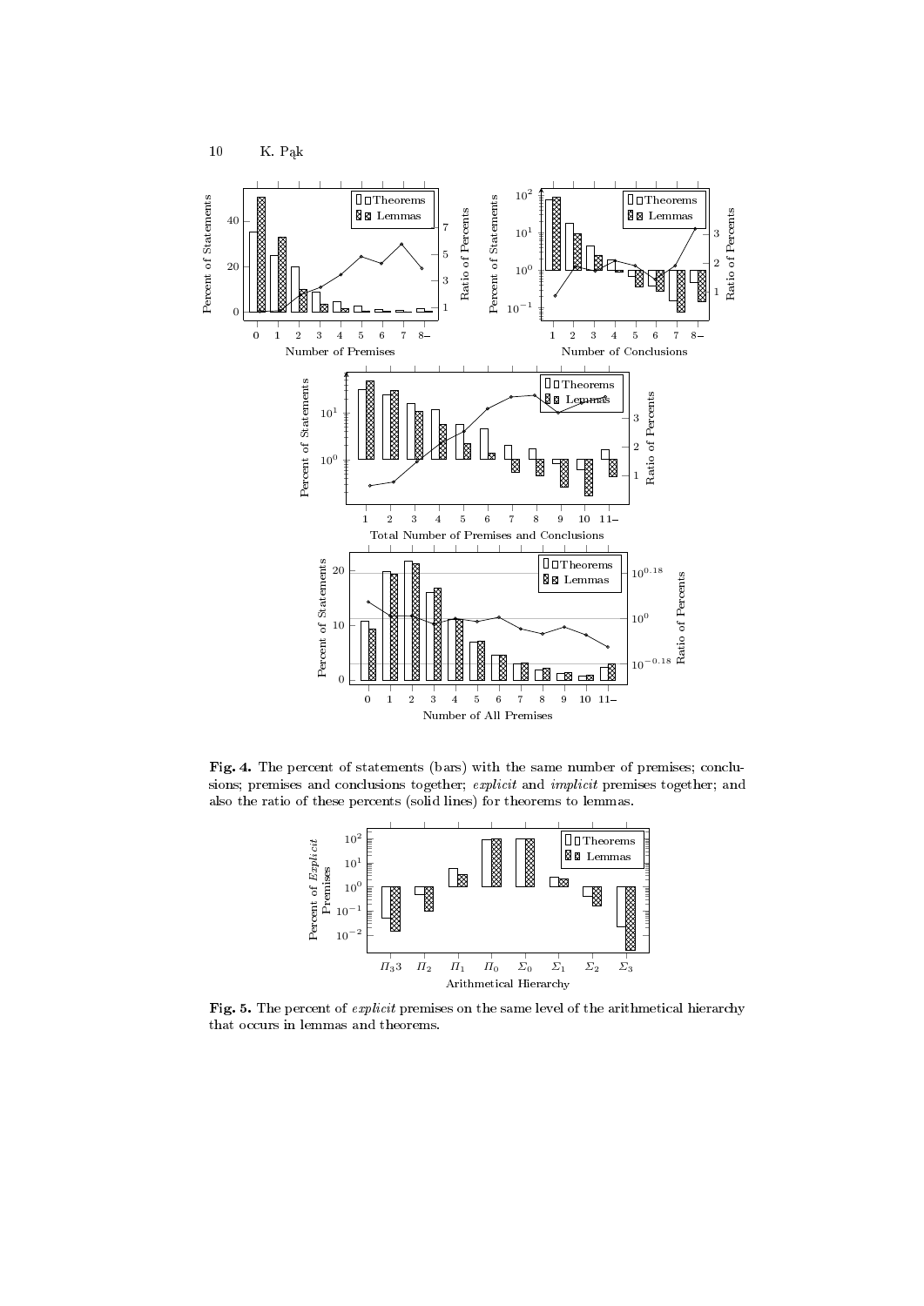**Fig. 4.** The percent of statements (bars) with the same number of premises; conclusions; premises and conclusions together; *explicit* and *implicit* premises together; and also the ratio of these percents (solid lines) for theorems to lemmas.

**Fig. 5.** The percent of *explicit* premises on the same level of the arithmetical hierarchy that occurs in lemmas and theorems.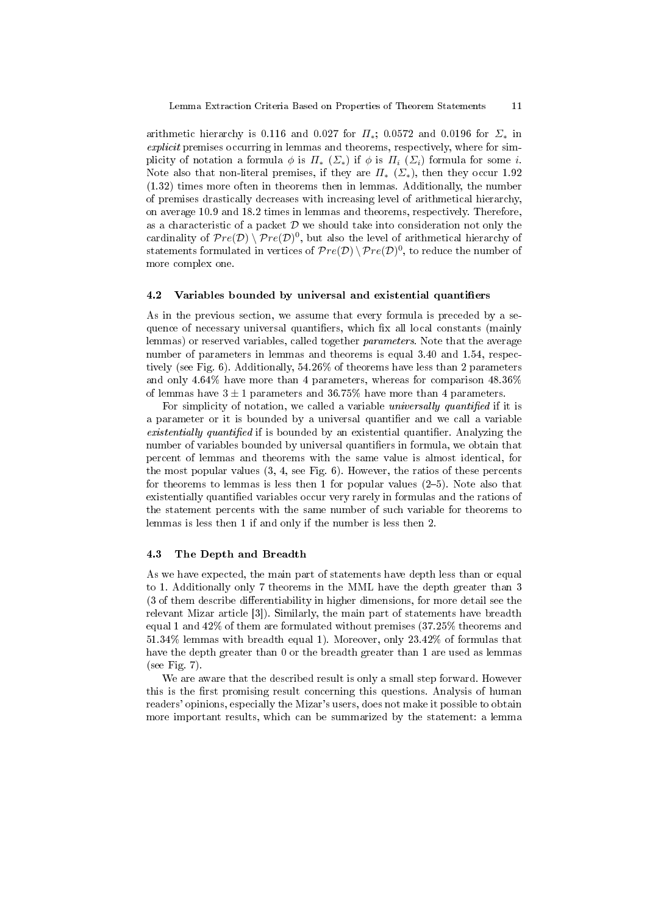arithmetic hierarchy is 0.116 and 0.027 for $\Pi_*$; 0.0572 and 0.0196 for $\Sigma_*$ in *explicit* premises occurring in lemmas and theorems, respectively, where for simplicity of notation a formula $\phi$ is $\Pi_*$ ($\Sigma_*$) if $\phi$ is $\Pi_i$ ($\Sigma_i$) formula for some $i$. Note also that non-literal premises, if they are $\Pi_*$ ($\Sigma_*$), then they occur 1.92 (1.32) times more often in theorems then in lemmas. Additionally, the number of premises drastically decreases with increasing level of arithmetical hierarchy, on average 10.9 and 18.2 times in lemmas and theorems, respectively. Therefore, as a characteristic of a packet $\mathcal{D}$ we should take into consideration not only the cardinality of $\mathcal{P}re(\mathcal{D}) \setminus \mathcal{P}re(\mathcal{D})^0$, but also the level of arithmetical hierarchy of statements formulated in vertices of $\mathcal{P}re(\mathcal{D}) \setminus \mathcal{P}re(\mathcal{D})^0$, to reduce the number of more complex one.

### 4.2 Variables bounded by universal and existential quantifiers

As in the previous section, we assume that every formula is preceded by a sequence of necessary universal quantifiers, which fix all local constants (mainly lemmas) or reserved variables, called together *parameters*. Note that the average number of parameters in lemmas and theorems is equal 3.40 and 1.54, respectively (see Fig. 6). Additionally, 54.26% of theorems have less than 2 parameters and only 4.64% have more than 4 parameters, whereas for comparison 48.36% of lemmas have $3 \pm 1$ parameters and 36.75% have more than 4 parameters.

For simplicity of notation, we called a variable *universally quantified* if it is a parameter or it is bounded by a universal quantifier and we call a variable *existentially quantified* if is bounded by an existential quantifier. Analyzing the number of variables bounded by universal quantifiers in formula, we obtain that percent of lemmas and theorems with the same value is almost identical, for the most popular values (3, 4, see Fig. 6). However, the ratios of these percents for theorems to lemmas is less then 1 for popular values (2–5). Note also that existentially quantified variables occur very rarely in formulas and the rations of the statement percents with the same number of such variable for theorems to lemmas is less then 1 if and only if the number is less then 2.

### 4.3 The Depth and Breadth

As we have expected, the main part of statements have depth less than or equal to 1. Additionally only 7 theorems in the MML have the depth greater than 3 (3 of them describe differentiability in higher dimensions, for more detail see the relevant Mizar article [3]). Similarly, the main part of statements have breadth equal 1 and 42% of them are formulated without premises (37.25% theorems and 51.34% lemmas with breadth equal 1). Moreover, only 23.42% of formulas that have the depth greater than 0 or the breadth greater than 1 are used as lemmas (see Fig. 7).

We are aware that the described result is only a small step forward. However this is the first promising result concerning this questions. Analysis of human readers' opinions, especially the Mizar's users, does not make it possible to obtain more important results, which can be summarized by the statement: a lemma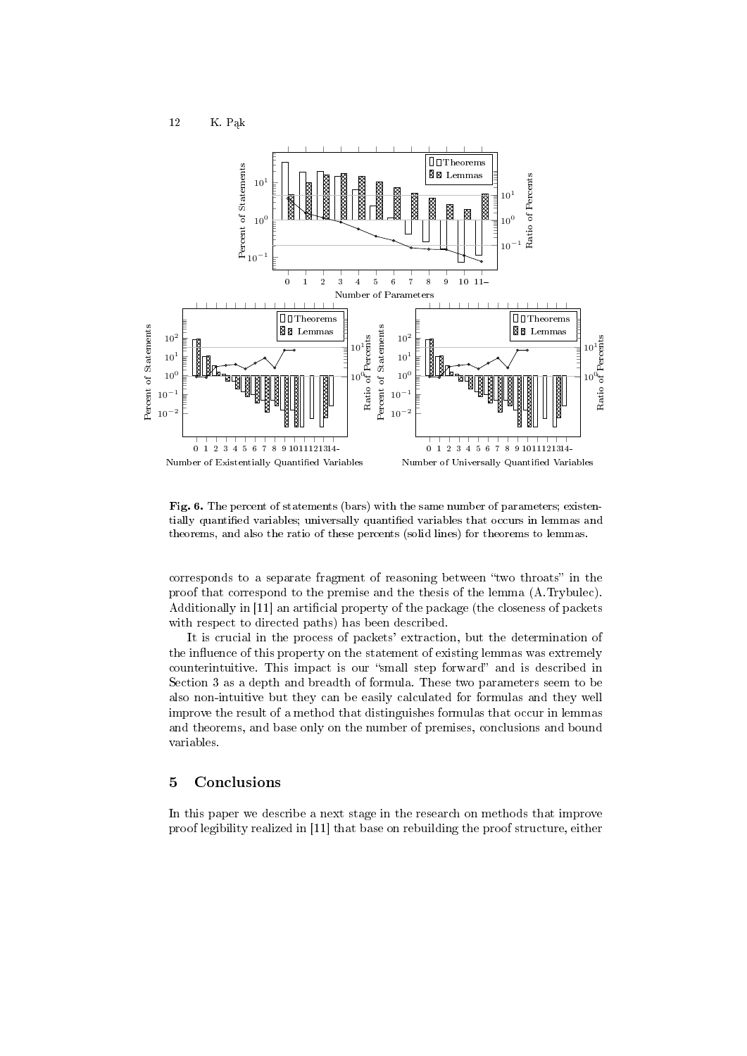**Fig. 6.** The percent of statements (bars) with the same number of parameters; existentially quantified variables; universally quantified variables that occurs in lemmas and theorems, and also the ratio of these percents (solid lines) for theorems to lemmas.

corresponds to a separate fragment of reasoning between "two throats" in the proof that correspond to the premise and the thesis of the lemma (A.Trybulec). Additionally in [11] an artificial property of the package (the closeness of packets with respect to directed paths) has been described.

It is crucial in the process of packets' extraction, but the determination of the influence of this property on the statement of existing lemmas was extremely counterintuitive. This impact is our "small step forward" and is described in Section 3 as a depth and breadth of formula. These two parameters seem to be also non-intuitive but they can be easily calculated for formulas and they well improve the result of a method that distinguishes formulas that occur in lemmas and theorems, and base only on the number of premises, conclusions and bound variables.

## 5 Conclusions

In this paper we describe a next stage in the research on methods that improve proof legibility realized in [11] that base on rebuilding the proof structure, either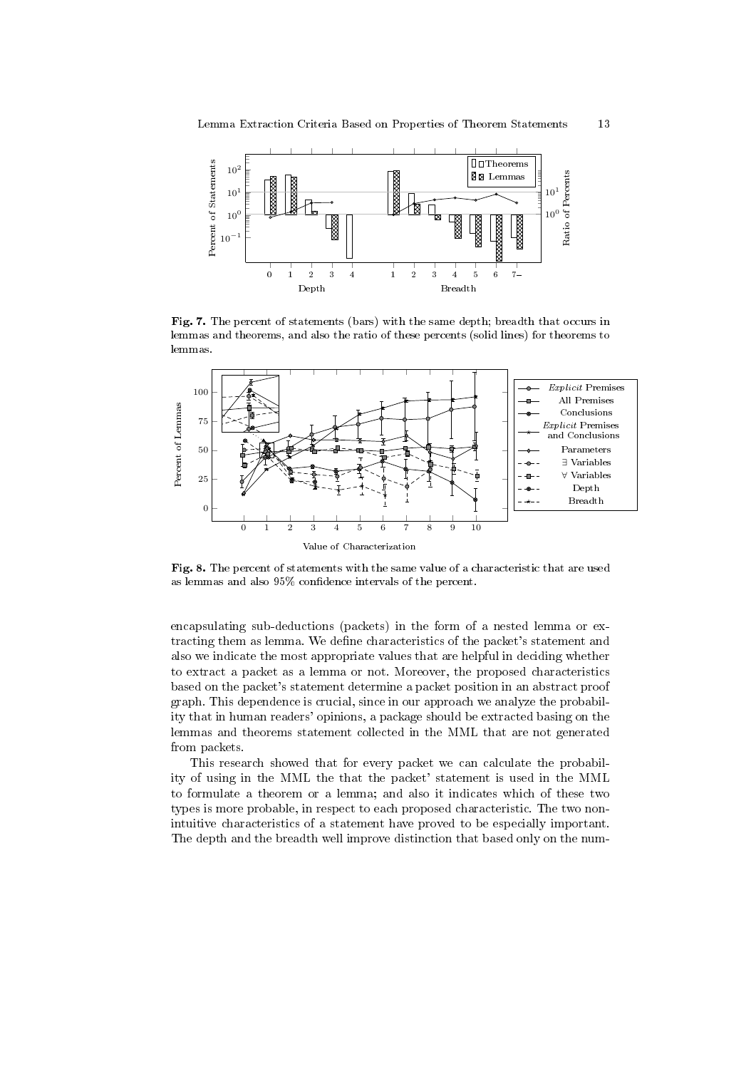**Fig. 7.** The percent of statements (bars) with the same depth; breadth that occurs in lemmas and theorems, and also the ratio of these percents (solid lines) for theorems to lemmas.

**Fig. 8.** The percent of statements with the same value of a characteristic that are used as lemmas and also 95% confidence intervals of the percent.

encapsulating sub-deductions (packets) in the form of a nested lemma or extracting them as lemma. We define characteristics of the packet's statement and also we indicate the most appropriate values that are helpful in deciding whether to extract a packet as a lemma or not. Moreover, the proposed characteristics based on the packet's statement determine a packet position in an abstract proof graph. This dependence is crucial, since in our approach we analyze the probability that in human readers' opinions, a package should be extracted basing on the lemmas and theorems statement collected in the MML that are not generated from packets.

This research showed that for every packet we can calculate the probability of using in the MML the that the packet' statement is used in the MML to formulate a theorem or a lemma; and also it indicates which of these two types is more probable, in respect to each proposed characteristic. The two non-intuitive characteristics of a statement have proved to be especially important. The depth and the breadth well improve distinction that based only on the num-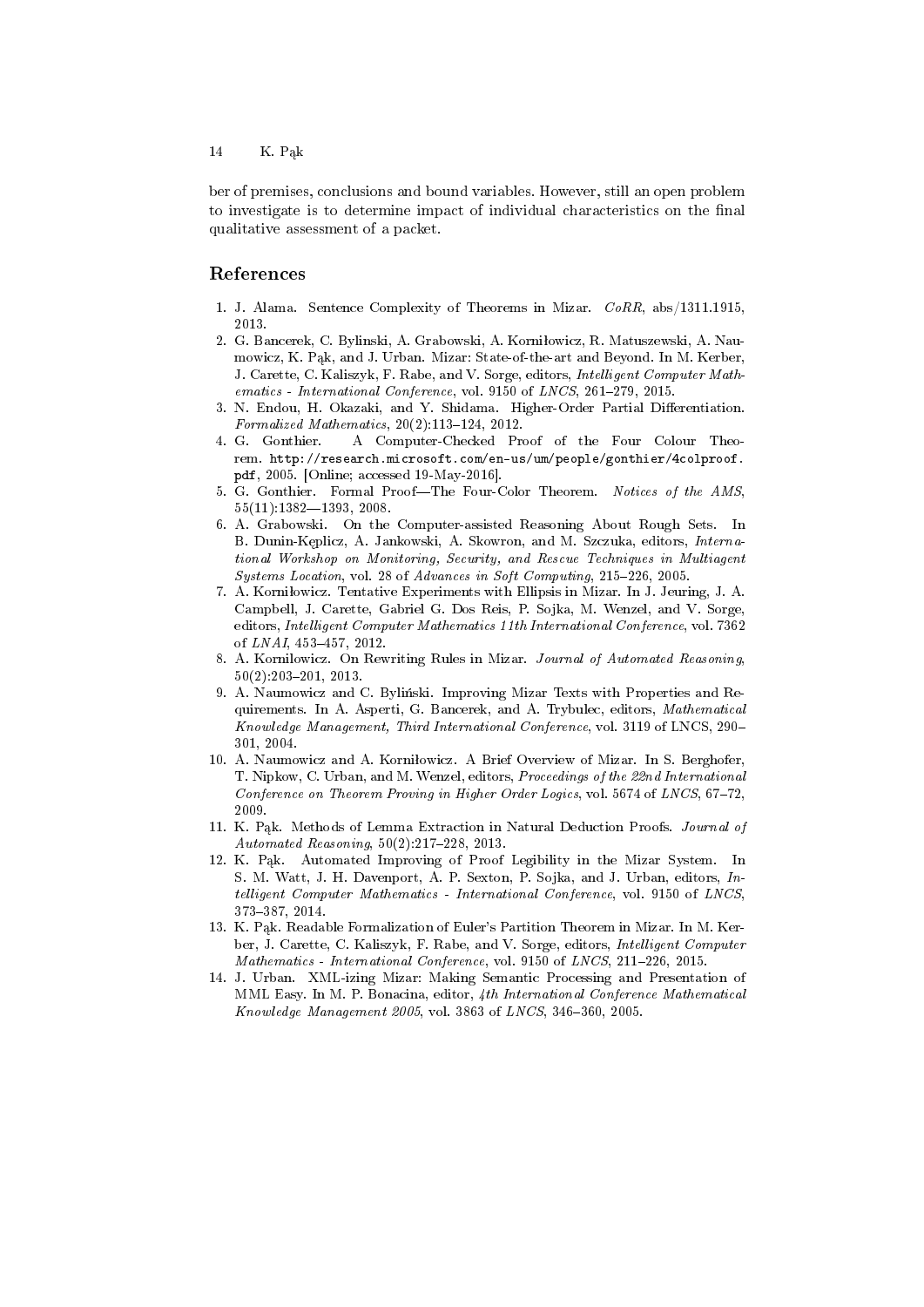ber of premises, conclusions and bound variables. However, still an open problem to investigate is to determine impact of individual characteristics on the final qualitative assessment of a packet.

## References

1. J. Alama. Sentence Complexity of Theorems in Mizar. *CoRR*, abs/1311.1915, 2013.
2. G. Bancerek, C. Bylinski, A. Grabowski, A. Korniłowicz, R. Matuszewski, A. Naumowicz, K. Pąk, and J. Urban. Mizar: State-of-the-art and Beyond. In M. Kerber, J. Carette, C. Kaliszyk, F. Rabe, and V. Sorge, editors, *Intelligent Computer Mathematics - International Conference*, vol. 9150 of *LNCS*, 261–279, 2015.
3. N. Endou, H. Okazaki, and Y. Shidama. Higher-Order Partial Differentiation. *Formalized Mathematics*, 20(2):113–124, 2012.
4. G. Gonthier. A Computer-Checked Proof of the Four Colour Theorem. `http://research.microsoft.com/en-us/um/people/gonthier/4colproof.pdf`, 2005. [Online; accessed 19-May-2016].
5. G. Gonthier. Formal Proof—The Four-Color Theorem. *Notices of the AMS*, 55(11):1382—1393, 2008.
6. A. Grabowski. On the Computer-assisted Reasoning About Rough Sets. In B. Dunin-Kęplicz, A. Jankowski, A. Skowron, and M. Szczuka, editors, *International Workshop on Monitoring, Security, and Rescue Techniques in Multiagent Systems Location*, vol. 28 of *Advances in Soft Computing*, 215–226, 2005.
7. A. Korniłowicz. Tentative Experiments with Ellipsis in Mizar. In J. Jeuring, J. A. Campbell, J. Carette, Gabriel G. Dos Reis, P. Sojka, M. Wenzel, and V. Sorge, editors, *Intelligent Computer Mathematics 11th International Conference*, vol. 7362 of *LNAI*, 453–457, 2012.
8. A. Kornilowicz. On Rewriting Rules in Mizar. *Journal of Automated Reasoning*, 50(2):203–201, 2013.
9. A. Naumowicz and C. Byliński. Improving Mizar Texts with Properties and Requirements. In A. Asperti, G. Bancerek, and A. Trybulec, editors, *Mathematical Knowledge Management, Third International Conference*, vol. 3119 of LNCS, 290–301, 2004.
10. A. Naumowicz and A. Korniłowicz. A Brief Overview of Mizar. In S. Berghofer, T. Nipkow, C. Urban, and M. Wenzel, editors, *Proceedings of the 22nd International Conference on Theorem Proving in Higher Order Logics*, vol. 5674 of *LNCS*, 67–72, 2009.
11. K. Pąk. Methods of Lemma Extraction in Natural Deduction Proofs. *Journal of Automated Reasoning*, 50(2):217–228, 2013.
12. K. Pąk. Automated Improving of Proof Legibility in the Mizar System. In S. M. Watt, J. H. Davenport, A. P. Sexton, P. Sojka, and J. Urban, editors, *Intelligent Computer Mathematics - International Conference*, vol. 9150 of *LNCS*, 373–387, 2014.
13. K. Pąk. Readable Formalization of Euler's Partition Theorem in Mizar. In M. Kerber, J. Carette, C. Kaliszyk, F. Rabe, and V. Sorge, editors, *Intelligent Computer Mathematics - International Conference*, vol. 9150 of *LNCS*, 211–226, 2015.
14. J. Urban. XML-izing Mizar: Making Semantic Processing and Presentation of MML Easy. In M. P. Bonacina, editor, *4th International Conference Mathematical Knowledge Management 2005*, vol. 3863 of *LNCS*, 346–360, 2005.